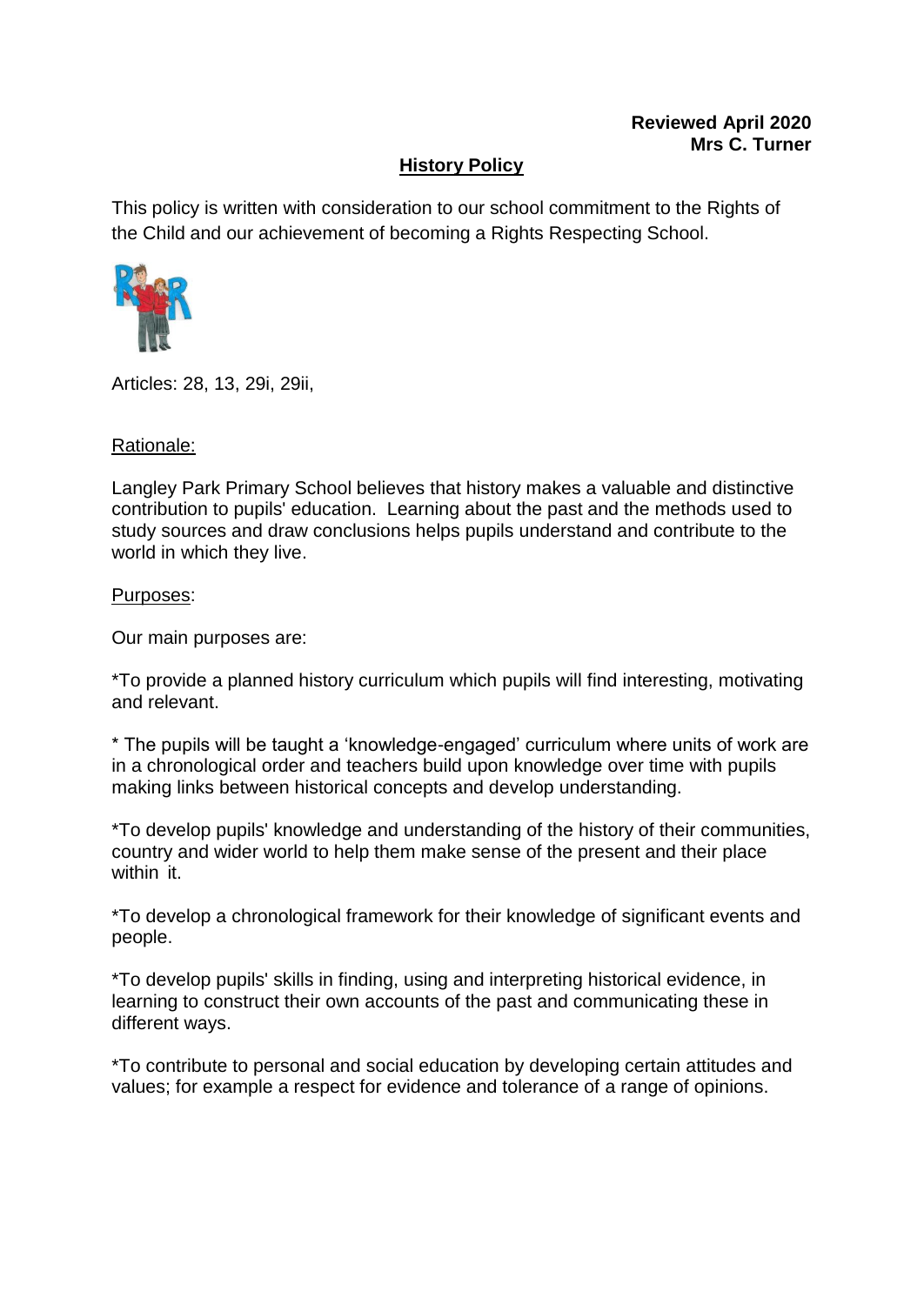**Reviewed April 2020**
**Mrs C. Turner**

# History Policy

This policy is written with consideration to our school commitment to the Rights of the Child and our achievement of becoming a Rights Respecting School.

Articles: 28, 13, 29i, 29ii,

## Rationale:

Langley Park Primary School believes that history makes a valuable and distinctive contribution to pupils' education. Learning about the past and the methods used to study sources and draw conclusions helps pupils understand and contribute to the world in which they live.

## Purposes:

Our main purposes are:

*To provide a planned history curriculum which pupils will find interesting, motivating and relevant.

* The pupils will be taught a 'knowledge-engaged' curriculum where units of work are in a chronological order and teachers build upon knowledge over time with pupils making links between historical concepts and develop understanding.

*To develop pupils' knowledge and understanding of the history of their communities, country and wider world to help them make sense of the present and their place within it.

*To develop a chronological framework for their knowledge of significant events and people.

*To develop pupils' skills in finding, using and interpreting historical evidence, in learning to construct their own accounts of the past and communicating these in different ways.

*To contribute to personal and social education by developing certain attitudes and values; for example a respect for evidence and tolerance of a range of opinions.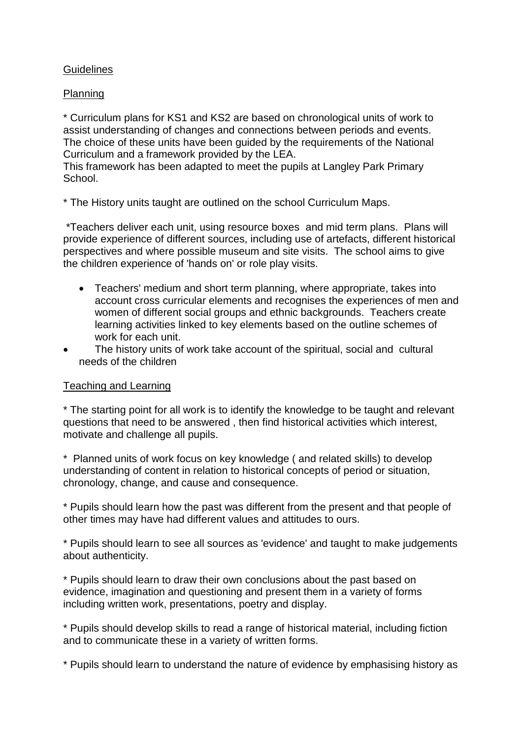Guidelines

Planning

* Curriculum plans for KS1 and KS2 are based on chronological units of work to assist understanding of changes and connections between periods and events. The choice of these units have been guided by the requirements of the National Curriculum and a framework provided by the LEA.
This framework has been adapted to meet the pupils at Langley Park Primary School.

* The History units taught are outlined on the school Curriculum Maps.

*Teachers deliver each unit, using resource boxes and mid term plans. Plans will provide experience of different sources, including use of artefacts, different historical perspectives and where possible museum and site visits. The school aims to give the children experience of 'hands on' or role play visits.

- Teachers' medium and short term planning, where appropriate, takes into account cross curricular elements and recognises the experiences of men and women of different social groups and ethnic backgrounds. Teachers create learning activities linked to key elements based on the outline schemes of work for each unit.
- The history units of work take account of the spiritual, social and cultural needs of the children

Teaching and Learning

* The starting point for all work is to identify the knowledge to be taught and relevant questions that need to be answered , then find historical activities which interest, motivate and challenge all pupils.

* Planned units of work focus on key knowledge ( and related skills) to develop understanding of content in relation to historical concepts of period or situation, chronology, change, and cause and consequence.

* Pupils should learn how the past was different from the present and that people of other times may have had different values and attitudes to ours.

* Pupils should learn to see all sources as 'evidence' and taught to make judgements about authenticity.

* Pupils should learn to draw their own conclusions about the past based on evidence, imagination and questioning and present them in a variety of forms including written work, presentations, poetry and display.

* Pupils should develop skills to read a range of historical material, including fiction and to communicate these in a variety of written forms.

* Pupils should learn to understand the nature of evidence by emphasising history as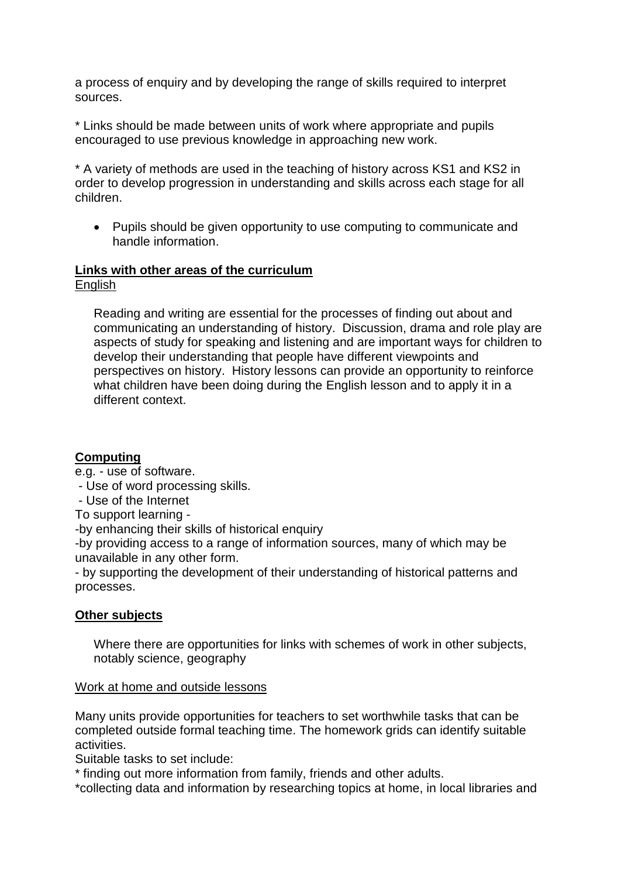a process of enquiry and by developing the range of skills required to interpret sources.

* Links should be made between units of work where appropriate and pupils encouraged to use previous knowledge in approaching new work.

* A variety of methods are used in the teaching of history across KS1 and KS2 in order to develop progression in understanding and skills across each stage for all children.

- Pupils should be given opportunity to use computing to communicate and handle information.

**Links with other areas of the curriculum**

English

Reading and writing are essential for the processes of finding out about and communicating an understanding of history. Discussion, drama and role play are aspects of study for speaking and listening and are important ways for children to develop their understanding that people have different viewpoints and perspectives on history. History lessons can provide an opportunity to reinforce what children have been doing during the English lesson and to apply it in a different context.

**Computing**

e.g. - use of software.
 - Use of word processing skills.
 - Use of the Internet
To support learning -
-by enhancing their skills of historical enquiry
-by providing access to a range of information sources, many of which may be unavailable in any other form.
- by supporting the development of their understanding of historical patterns and processes.

**Other subjects**

Where there are opportunities for links with schemes of work in other subjects, notably science, geography

Work at home and outside lessons

Many units provide opportunities for teachers to set worthwhile tasks that can be completed outside formal teaching time. The homework grids can identify suitable activities.
Suitable tasks to set include:
* finding out more information from family, friends and other adults.
*collecting data and information by researching topics at home, in local libraries and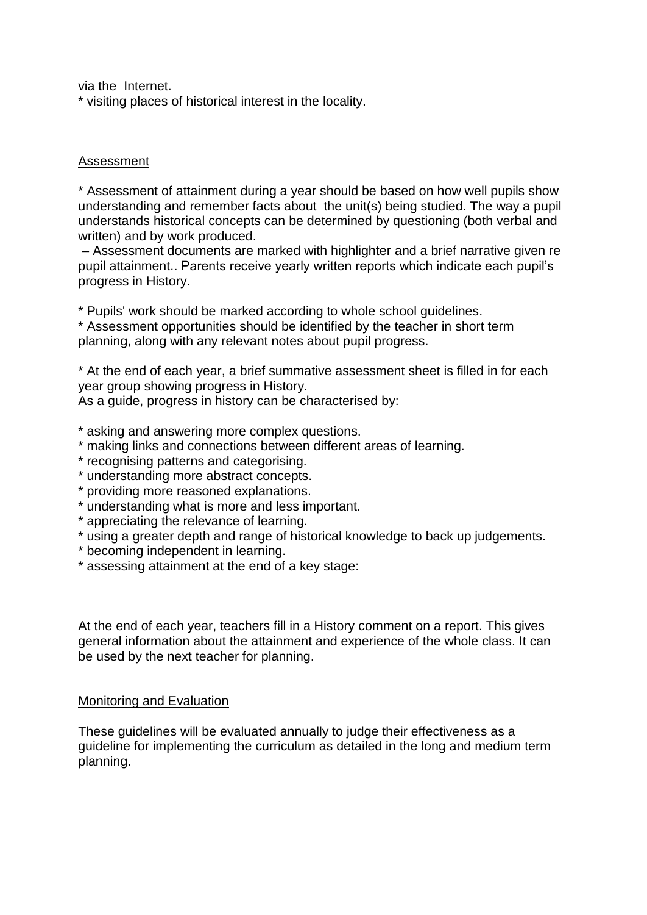via the Internet.

* visiting places of historical interest in the locality.

## Assessment

* Assessment of attainment during a year should be based on how well pupils show understanding and remember facts about the unit(s) being studied. The way a pupil understands historical concepts can be determined by questioning (both verbal and written) and by work produced.

– Assessment documents are marked with highlighter and a brief narrative given re pupil attainment.. Parents receive yearly written reports which indicate each pupil's progress in History.

* Pupils' work should be marked according to whole school guidelines.
* Assessment opportunities should be identified by the teacher in short term planning, along with any relevant notes about pupil progress.

* At the end of each year, a brief summative assessment sheet is filled in for each year group showing progress in History.

As a guide, progress in history can be characterised by:

* asking and answering more complex questions.
* making links and connections between different areas of learning.
* recognising patterns and categorising.
* understanding more abstract concepts.
* providing more reasoned explanations.
* understanding what is more and less important.
* appreciating the relevance of learning.
* using a greater depth and range of historical knowledge to back up judgements.
* becoming independent in learning.
* assessing attainment at the end of a key stage:

At the end of each year, teachers fill in a History comment on a report. This gives general information about the attainment and experience of the whole class. It can be used by the next teacher for planning.

## Monitoring and Evaluation

These guidelines will be evaluated annually to judge their effectiveness as a guideline for implementing the curriculum as detailed in the long and medium term planning.